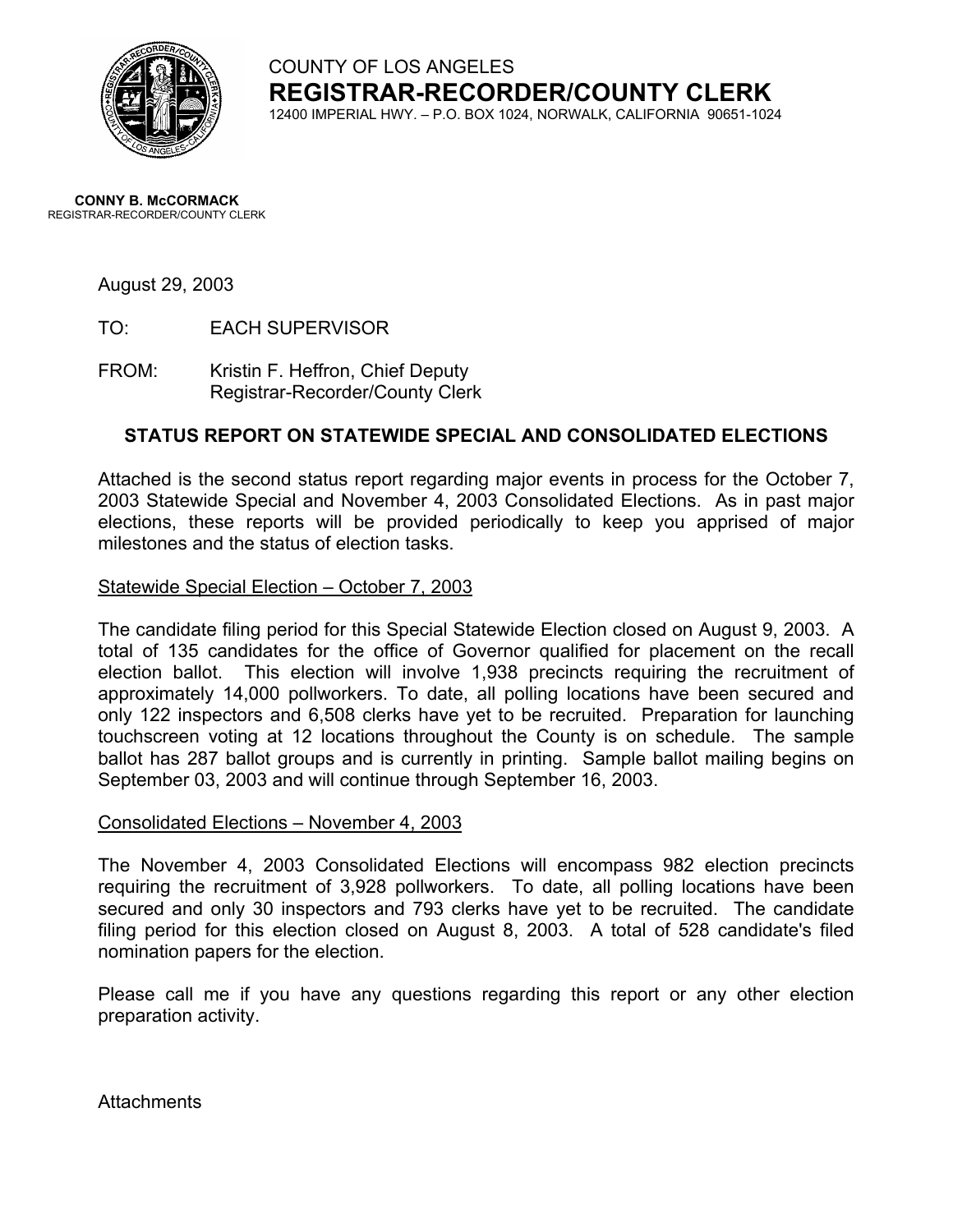COUNTY OF LOS ANGELES

# REGISTRAR-RECORDER/COUNTY CLERK

12400 IMPERIAL HWY. – P.O. BOX 1024, NORWALK, CALIFORNIA 90651-1024

**CONNY B. McCORMACK**
REGISTRAR-RECORDER/COUNTY CLERK

August 29, 2003

TO: EACH SUPERVISOR

FROM: Kristin F. Heffron, Chief Deputy
Registrar-Recorder/County Clerk

## STATUS REPORT ON STATEWIDE SPECIAL AND CONSOLIDATED ELECTIONS

Attached is the second status report regarding major events in process for the October 7, 2003 Statewide Special and November 4, 2003 Consolidated Elections. As in past major elections, these reports will be provided periodically to keep you apprised of major milestones and the status of election tasks.

Statewide Special Election – October 7, 2003

The candidate filing period for this Special Statewide Election closed on August 9, 2003. A total of 135 candidates for the office of Governor qualified for placement on the recall election ballot. This election will involve 1,938 precincts requiring the recruitment of approximately 14,000 pollworkers. To date, all polling locations have been secured and only 122 inspectors and 6,508 clerks have yet to be recruited. Preparation for launching touchscreen voting at 12 locations throughout the County is on schedule. The sample ballot has 287 ballot groups and is currently in printing. Sample ballot mailing begins on September 03, 2003 and will continue through September 16, 2003.

Consolidated Elections – November 4, 2003

The November 4, 2003 Consolidated Elections will encompass 982 election precincts requiring the recruitment of 3,928 pollworkers. To date, all polling locations have been secured and only 30 inspectors and 793 clerks have yet to be recruited. The candidate filing period for this election closed on August 8, 2003. A total of 528 candidate's filed nomination papers for the election.

Please call me if you have any questions regarding this report or any other election preparation activity.

Attachments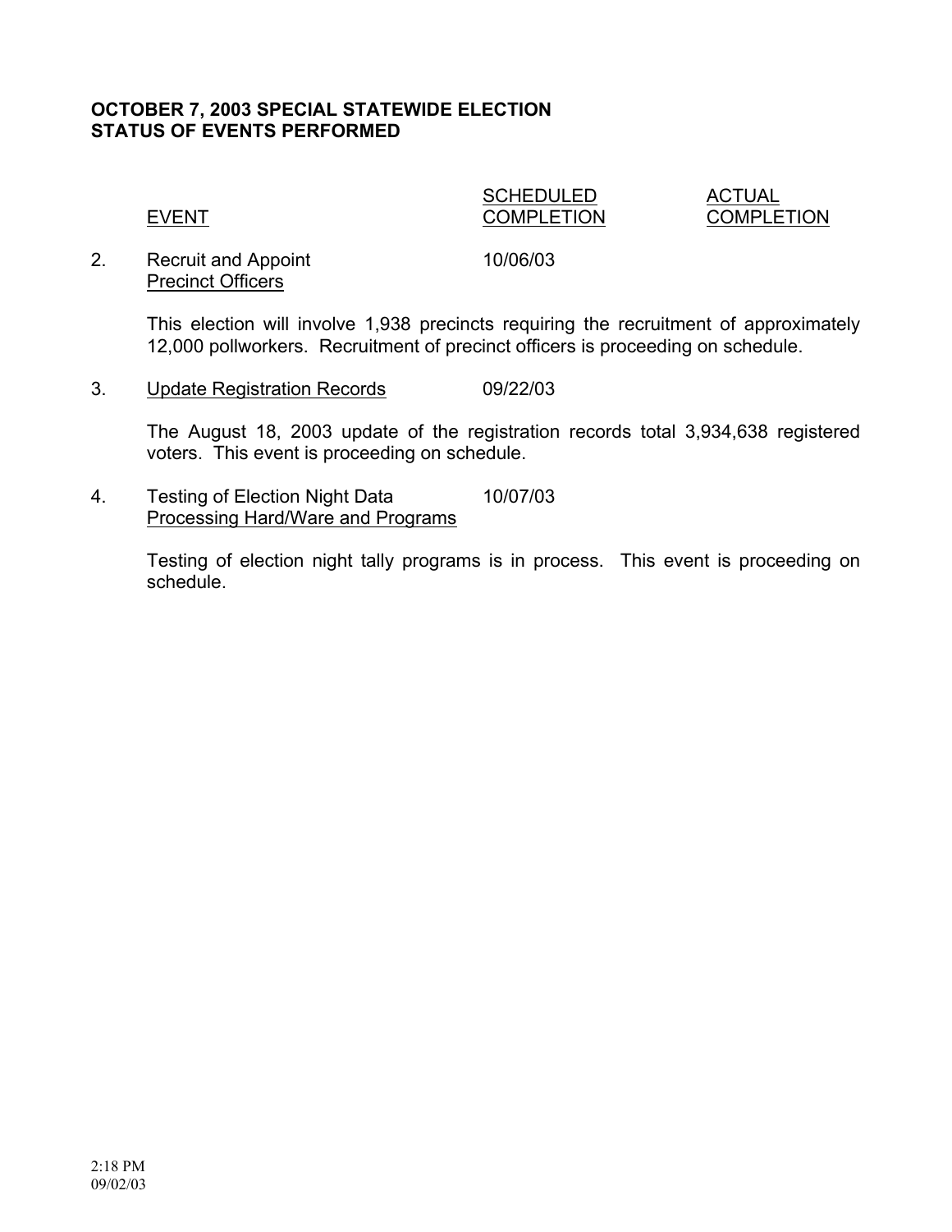**OCTOBER 7, 2003 SPECIAL STATEWIDE ELECTION**
**STATUS OF EVENTS PERFORMED**

| | EVENT | SCHEDULED COMPLETION | ACTUAL COMPLETION |
|---|---|---|---|
| 2. | Recruit and Appoint Precinct Officers | 10/06/03 | |

This election will involve 1,938 precincts requiring the recruitment of approximately 12,000 pollworkers. Recruitment of precinct officers is proceeding on schedule.

| | EVENT | SCHEDULED COMPLETION | ACTUAL COMPLETION |
|---|---|---|---|
| 3. | Update Registration Records | 09/22/03 | |

The August 18, 2003 update of the registration records total 3,934,638 registered voters. This event is proceeding on schedule.

| | EVENT | SCHEDULED COMPLETION | ACTUAL COMPLETION |
|---|---|---|---|
| 4. | Testing of Election Night Data Processing Hard/Ware and Programs | 10/07/03 | |

Testing of election night tally programs is in process. This event is proceeding on schedule.

2:18 PM
09/02/03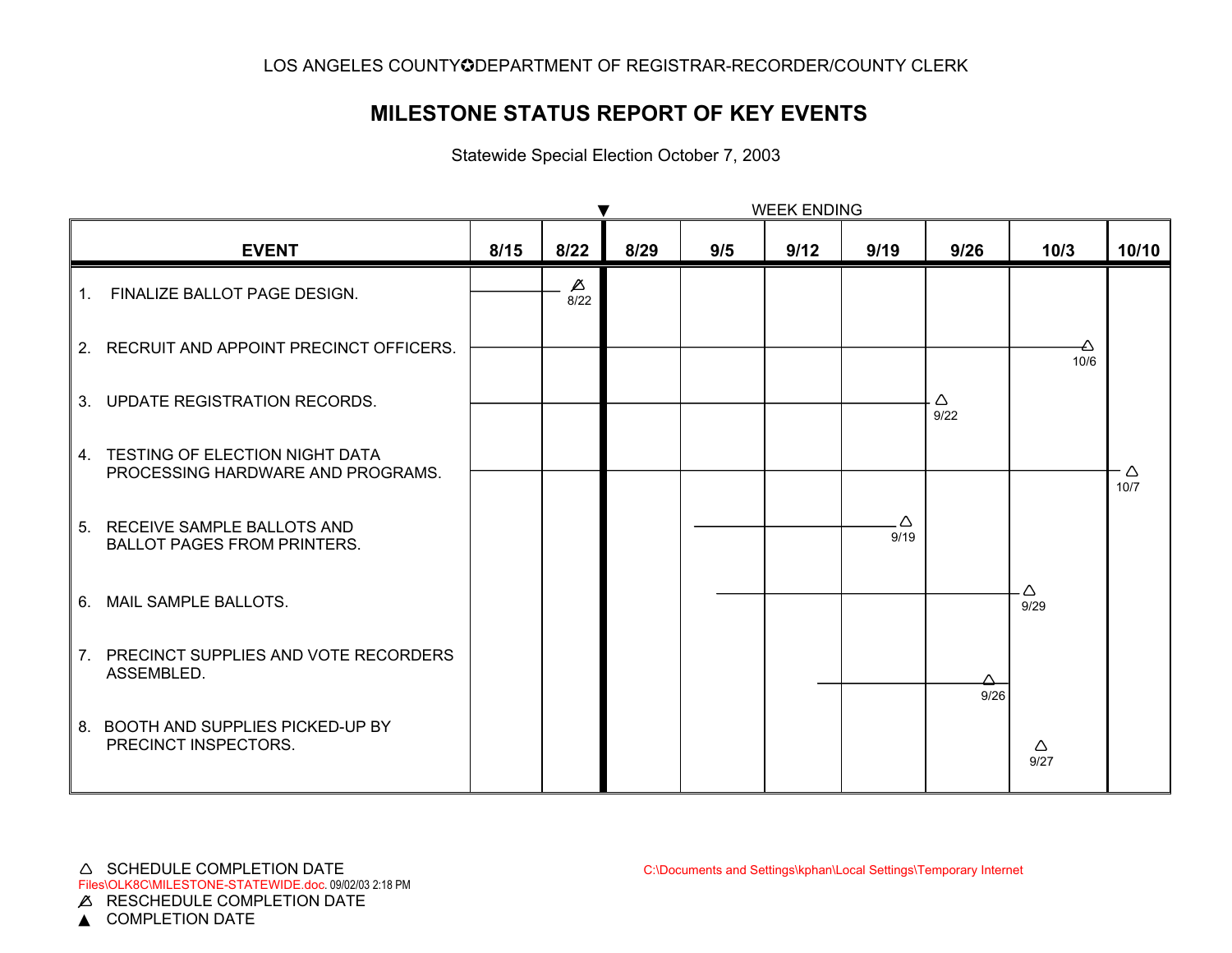LOS ANGELES COUNTY✪DEPARTMENT OF REGISTRAR-RECORDER/COUNTY CLERK

# MILESTONE STATUS REPORT OF KEY EVENTS

Statewide Special Election October 7, 2003

WEEK ENDING

| EVENT | 8/15 | 8/22 | 8/29 | 9/5 | 9/12 | 9/19 | 9/26 | 10/3 | 10/10 |
|---|---|---|---|---|---|---|---|---|---|
| 1. FINALIZE BALLOT PAGE DESIGN. | | 8/22 | | | | | | | |
| 2. RECRUIT AND APPOINT PRECINCT OFFICERS. | | | | | | | | 10/6 | |
| 3. UPDATE REGISTRATION RECORDS. | | | | | | | 9/22 | | |
| 4. TESTING OF ELECTION NIGHT DATA PROCESSING HARDWARE AND PROGRAMS. | | | | | | | | | 10/7 |
| 5. RECEIVE SAMPLE BALLOTS AND BALLOT PAGES FROM PRINTERS. | | | | | | 9/19 | | | |
| 6. MAIL SAMPLE BALLOTS. | | | | | | | | 9/29 | |
| 7. PRECINCT SUPPLIES AND VOTE RECORDERS ASSEMBLED. | | | | | | | 9/26 | | |
| 8. BOOTH AND SUPPLIES PICKED-UP BY PRECINCT INSPECTORS. | | | | | | | | 9/27 | |

△ SCHEDULE COMPLETION DATE

C:\Documents and Settings\kphan\Local Settings\Temporary Internet Files\OLK8C\MILESTONE-STATEWIDE.doc. 09/02/03 2:18 PM

RESCHEDULE COMPLETION DATE

▲ COMPLETION DATE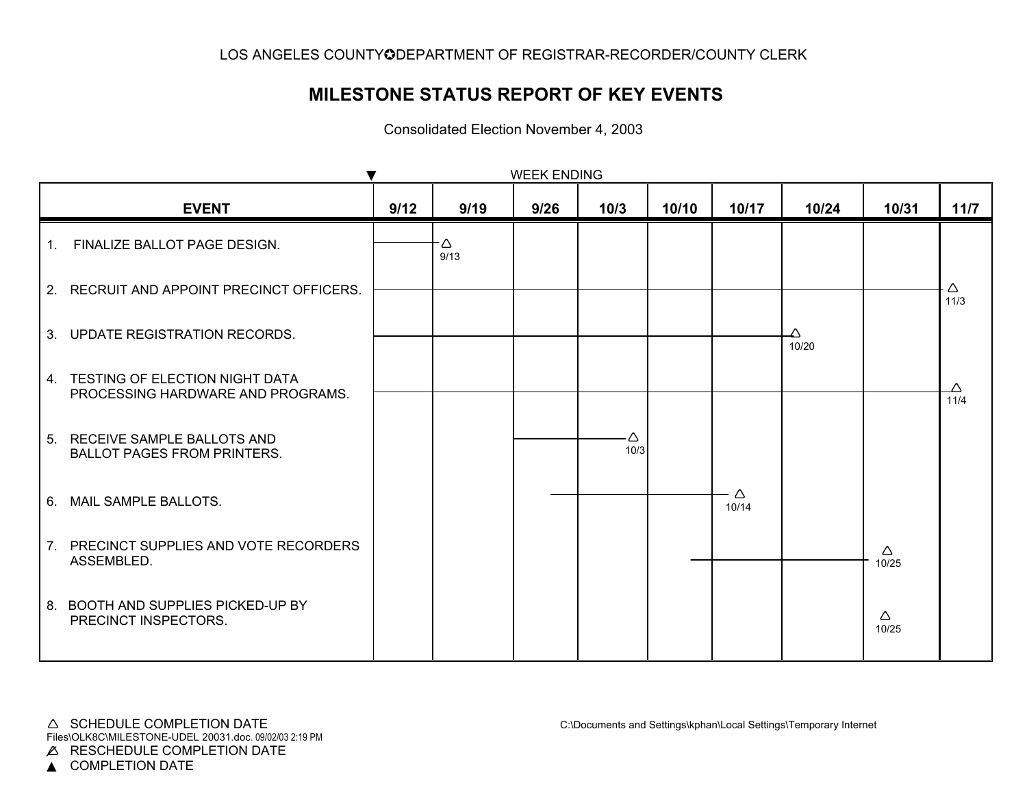LOS ANGELES COUNTY✪DEPARTMENT OF REGISTRAR-RECORDER/COUNTY CLERK

# MILESTONE STATUS REPORT OF KEY EVENTS

Consolidated Election November 4, 2003

WEEK ENDING

| EVENT | 9/12 | 9/19 | 9/26 | 10/3 | 10/10 | 10/17 | 10/24 | 10/31 | 11/7 |
|---|---|---|---|---|---|---|---|---|---|
| 1. FINALIZE BALLOT PAGE DESIGN. | | △ 9/13 | | | | | | | |
| 2. RECRUIT AND APPOINT PRECINCT OFFICERS. | | | | | | | | | △ 11/3 |
| 3. UPDATE REGISTRATION RECORDS. | | | | | | | △ 10/20 | | |
| 4. TESTING OF ELECTION NIGHT DATA PROCESSING HARDWARE AND PROGRAMS. | | | | | | | | | △ 11/4 |
| 5. RECEIVE SAMPLE BALLOTS AND BALLOT PAGES FROM PRINTERS. | | | | △ 10/3 | | | | | |
| 6. MAIL SAMPLE BALLOTS. | | | | | | △ 10/14 | | | |
| 7. PRECINCT SUPPLIES AND VOTE RECORDERS ASSEMBLED. | | | | | | | | △ 10/25 | |
| 8. BOOTH AND SUPPLIES PICKED-UP BY PRECINCT INSPECTORS. | | | | | | | | △ 10/25 | |

△ SCHEDULE COMPLETION DATE
△ RESCHEDULE COMPLETION DATE
▲ COMPLETION DATE

C:\Documents and Settings\kphan\Local Settings\Temporary Internet Files\OLK8C\MILESTONE-UDEL 20031.doc. 09/02/03 2:19 PM